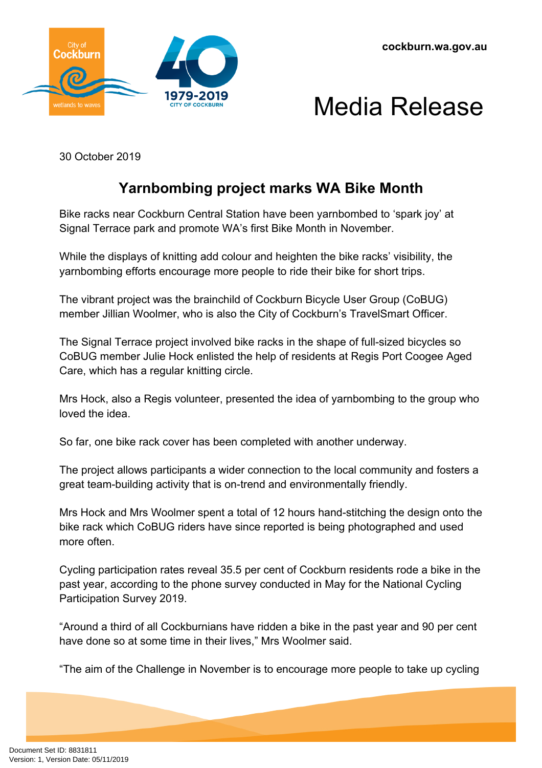cockburn.wa.gov.au

# Media Release

30 October 2019

## Yarnbombing project marks WA Bike Month

Bike racks near Cockburn Central Station have been yarnbombed to 'spark joy' at Signal Terrace park and promote WA's first Bike Month in November.

While the displays of knitting add colour and heighten the bike racks' visibility, the yarnbombing efforts encourage more people to ride their bike for short trips.

The vibrant project was the brainchild of Cockburn Bicycle User Group (CoBUG) member Jillian Woolmer, who is also the City of Cockburn's TravelSmart Officer.

The Signal Terrace project involved bike racks in the shape of full-sized bicycles so CoBUG member Julie Hock enlisted the help of residents at Regis Port Coogee Aged Care, which has a regular knitting circle.

Mrs Hock, also a Regis volunteer, presented the idea of yarnbombing to the group who loved the idea.

So far, one bike rack cover has been completed with another underway.

The project allows participants a wider connection to the local community and fosters a great team-building activity that is on-trend and environmentally friendly.

Mrs Hock and Mrs Woolmer spent a total of 12 hours hand-stitching the design onto the bike rack which CoBUG riders have since reported is being photographed and used more often.

Cycling participation rates reveal 35.5 per cent of Cockburn residents rode a bike in the past year, according to the phone survey conducted in May for the National Cycling Participation Survey 2019.

"Around a third of all Cockburnians have ridden a bike in the past year and 90 per cent have done so at some time in their lives," Mrs Woolmer said.

"The aim of the Challenge in November is to encourage more people to take up cycling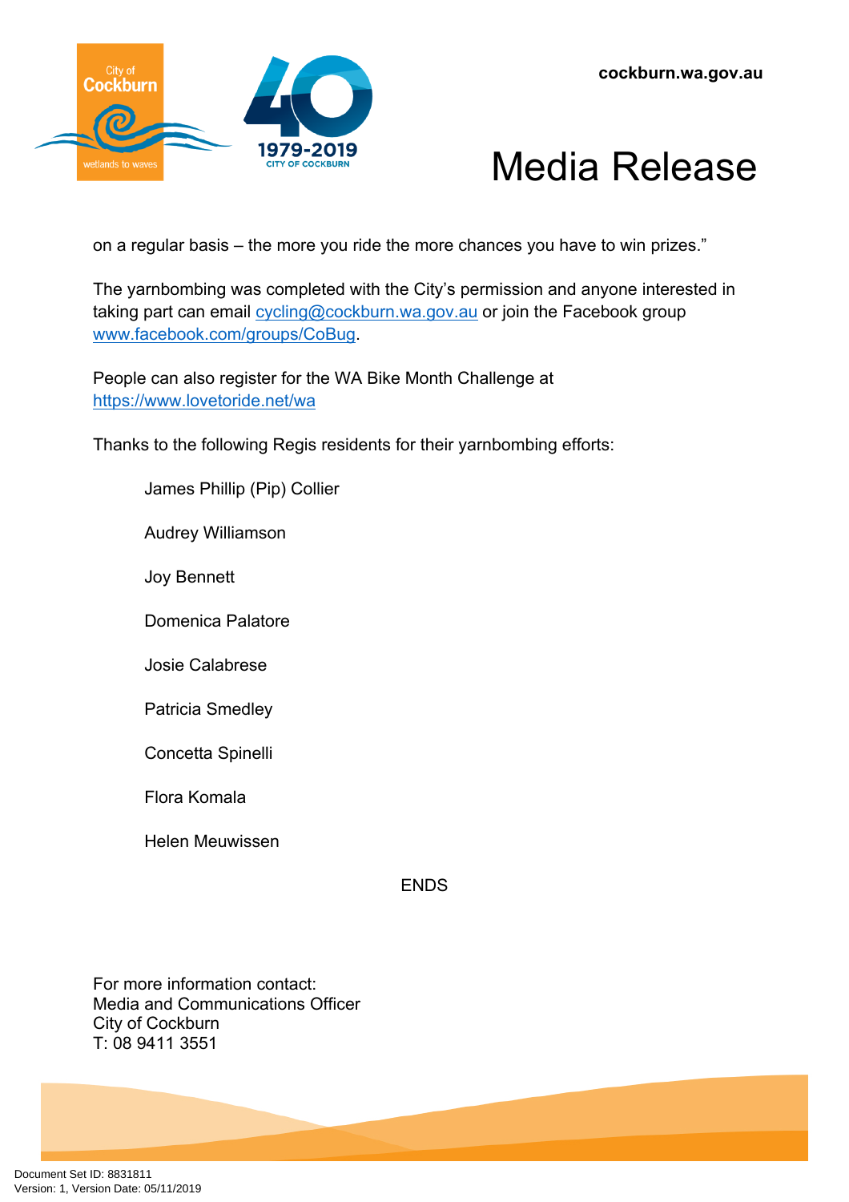on a regular basis – the more you ride the more chances you have to win prizes."

The yarnbombing was completed with the City's permission and anyone interested in taking part can email cycling@cockburn.wa.gov.au or join the Facebook group www.facebook.com/groups/CoBug.

People can also register for the WA Bike Month Challenge at https://www.lovetoride.net/wa

Thanks to the following Regis residents for their yarnbombing efforts:

James Phillip (Pip) Collier

Audrey Williamson

Joy Bennett

Domenica Palatore

Josie Calabrese

Patricia Smedley

Concetta Spinelli

Flora Komala

Helen Meuwissen

ENDS

For more information contact:
Media and Communications Officer
City of Cockburn
T: 08 9411 3551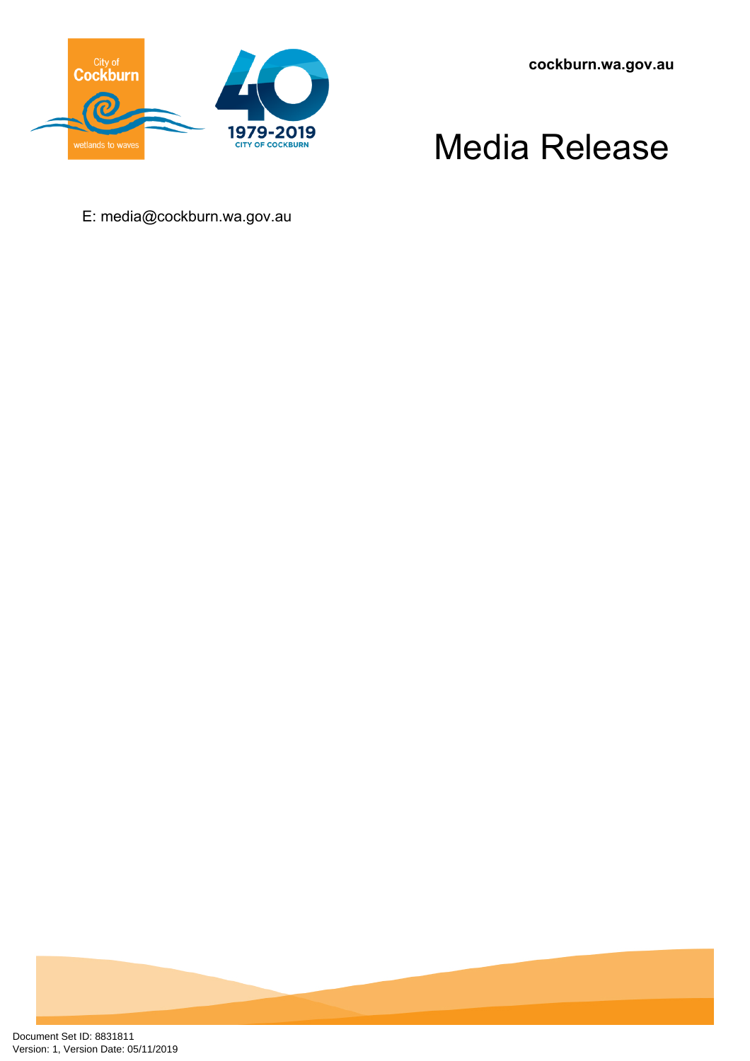cockburn.wa.gov.au

# Media Release

E: media@cockburn.wa.gov.au